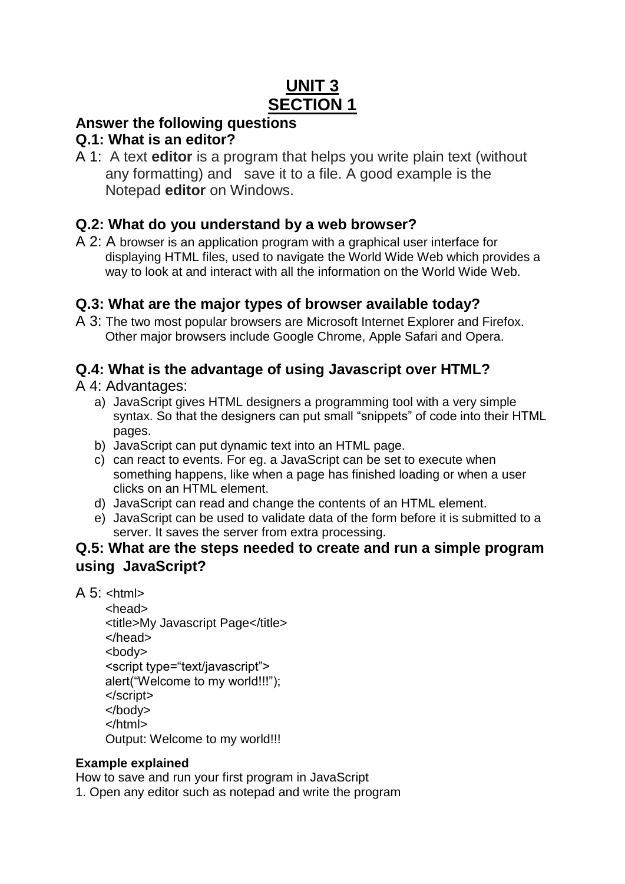# UNIT 3
# SECTION 1

**Answer the following questions**

**Q.1: What is an editor?**

A 1: A text **editor** is a program that helps you write plain text (without any formatting) and save it to a file. A good example is the Notepad **editor** on Windows.

## Q.2: What do you understand by a web browser?

A 2: A browser is an application program with a graphical user interface for displaying HTML files, used to navigate the World Wide Web which provides a way to look at and interact with all the information on the World Wide Web.

## Q.3: What are the major types of browser available today?

A 3: The two most popular browsers are Microsoft Internet Explorer and Firefox. Other major browsers include Google Chrome, Apple Safari and Opera.

## Q.4: What is the advantage of using Javascript over HTML?

A 4: Advantages:

a) JavaScript gives HTML designers a programming tool with a very simple syntax. So that the designers can put small "snippets" of code into their HTML pages.
b) JavaScript can put dynamic text into an HTML page.
c) can react to events. For eg. a JavaScript can be set to execute when something happens, like when a page has finished loading or when a user clicks on an HTML element.
d) JavaScript can read and change the contents of an HTML element.
e) JavaScript can be used to validate data of the form before it is submitted to a server. It saves the server from extra processing.

## Q.5: What are the steps needed to create and run a simple program using JavaScript?

A 5:

```
<html>
<head>
<title>My Javascript Page</title>
</head>
<body>
<script type="text/javascript">
alert("Welcome to my world!!!");
</script>
</body>
</html>
```

Output: Welcome to my world!!!

**Example explained**

How to save and run your first program in JavaScript

1. Open any editor such as notepad and write the program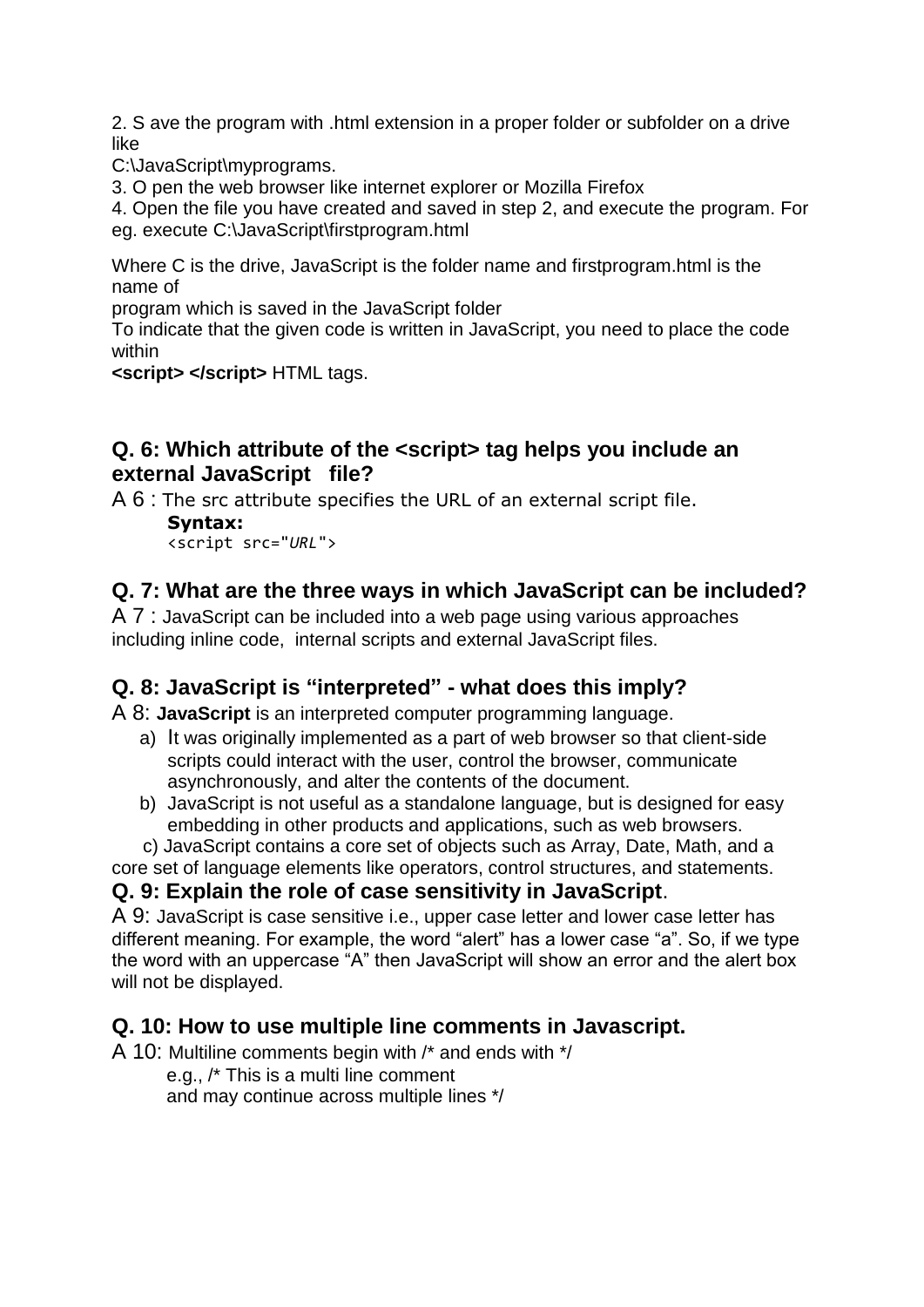2. S ave the program with .html extension in a proper folder or subfolder on a drive like
C:\JavaScript\myprograms.
3. O pen the web browser like internet explorer or Mozilla Firefox
4. Open the file you have created and saved in step 2, and execute the program. For eg. execute C:\JavaScript\firstprogram.html

Where C is the drive, JavaScript is the folder name and firstprogram.html is the name of
program which is saved in the JavaScript folder
To indicate that the given code is written in JavaScript, you need to place the code within
**<script> </script>** HTML tags.

## Q. 6: Which attribute of the <script> tag helps you include an external JavaScript file?

A 6 : The src attribute specifies the URL of an external script file.

**Syntax:**

```
<script src="URL">
```

## Q. 7: What are the three ways in which JavaScript can be included?

A 7 : JavaScript can be included into a web page using various approaches including inline code, internal scripts and external JavaScript files.

## Q. 8: JavaScript is "interpreted" - what does this imply?

A 8: **JavaScript** is an interpreted computer programming language.

a) It was originally implemented as a part of web browser so that client-side scripts could interact with the user, control the browser, communicate asynchronously, and alter the contents of the document.
b) JavaScript is not useful as a standalone language, but is designed for easy embedding in other products and applications, such as web browsers.
c) JavaScript contains a core set of objects such as Array, Date, Math, and a core set of language elements like operators, control structures, and statements.

## Q. 9: Explain the role of case sensitivity in JavaScript.

A 9: JavaScript is case sensitive i.e., upper case letter and lower case letter has different meaning. For example, the word "alert" has a lower case "a". So, if we type the word with an uppercase "A" then JavaScript will show an error and the alert box will not be displayed.

## Q. 10: How to use multiple line comments in Javascript.

A 10: Multiline comments begin with /* and ends with */
e.g., /* This is a multi line comment
and may continue across multiple lines */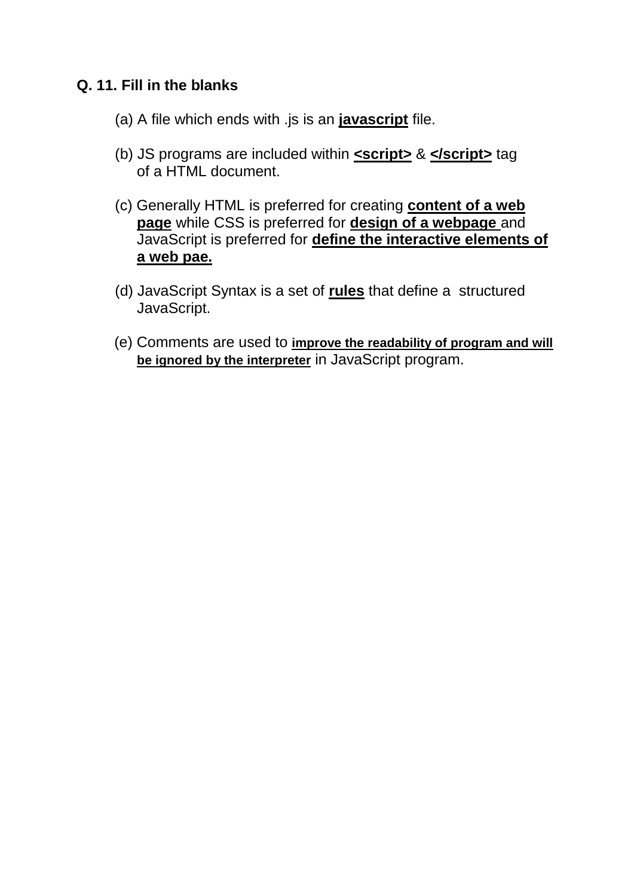**Q. 11. Fill in the blanks**

(a) A file which ends with .js is an **javascript** file.

(b) JS programs are included within **<script>** & **</script>** tag of a HTML document.

(c) Generally HTML is preferred for creating **content of a web page** while CSS is preferred for **design of a webpage** and JavaScript is preferred for **define the interactive elements of a web pae.**

(d) JavaScript Syntax is a set of **rules** that define a structured JavaScript.

(e) Comments are used to **improve the readability of program and will be ignored by the interpreter** in JavaScript program.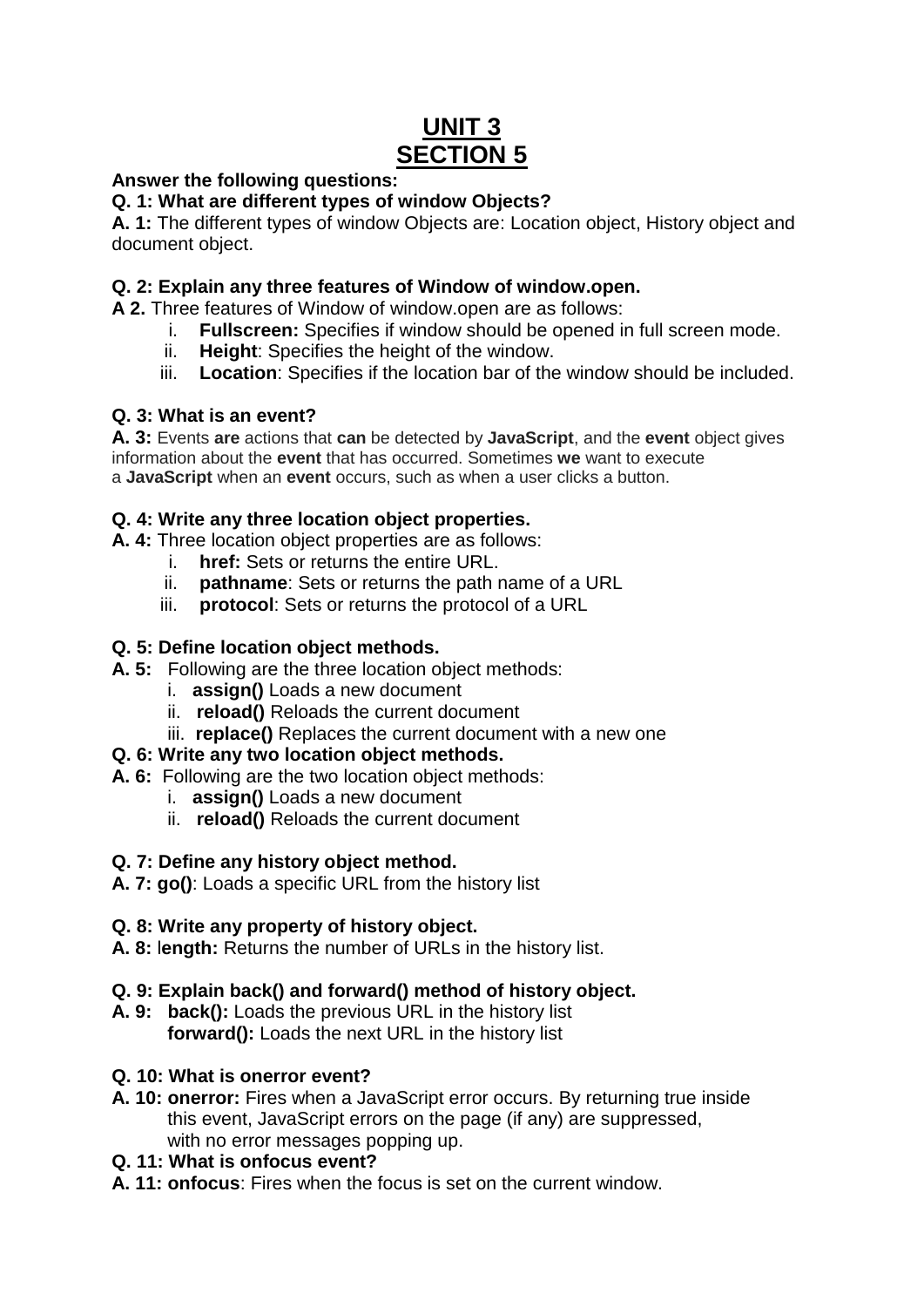# UNIT 3
# SECTION 5

**Answer the following questions:**

**Q. 1: What are different types of window Objects?**

**A. 1:** The different types of window Objects are: Location object, History object and document object.

**Q. 2: Explain any three features of Window of window.open.**

**A 2.** Three features of Window of window.open are as follows:

i. **Fullscreen:** Specifies if window should be opened in full screen mode.
ii. **Height**: Specifies the height of the window.
iii. **Location**: Specifies if the location bar of the window should be included.

**Q. 3: What is an event?**

**A. 3:** Events **are** actions that **can** be detected by **JavaScript**, and the **event** object gives information about the **event** that has occurred. Sometimes **we** want to execute a **JavaScript** when an **event** occurs, such as when a user clicks a button.

**Q. 4: Write any three location object properties.**

**A. 4:** Three location object properties are as follows:

i. **href:** Sets or returns the entire URL.
ii. **pathname**: Sets or returns the path name of a URL
iii. **protocol**: Sets or returns the protocol of a URL

**Q. 5: Define location object methods.**

**A. 5:** Following are the three location object methods:

i. **assign()** Loads a new document
ii. **reload()** Reloads the current document
iii. **replace()** Replaces the current document with a new one

**Q. 6: Write any two location object methods.**

**A. 6:** Following are the two location object methods:

i. **assign()** Loads a new document
ii. **reload()** Reloads the current document

**Q. 7: Define any history object method.**

**A. 7: go()**: Loads a specific URL from the history list

**Q. 8: Write any property of history object.**

**A. 8:** l**ength:** Returns the number of URLs in the history list.

**Q. 9: Explain back() and forward() method of history object.**

**A. 9: back():** Loads the previous URL in the history list
**forward():** Loads the next URL in the history list

**Q. 10: What is onerror event?**

**A. 10: onerror:** Fires when a JavaScript error occurs. By returning true inside this event, JavaScript errors on the page (if any) are suppressed, with no error messages popping up.

**Q. 11: What is onfocus event?**

**A. 11: onfocus**: Fires when the focus is set on the current window.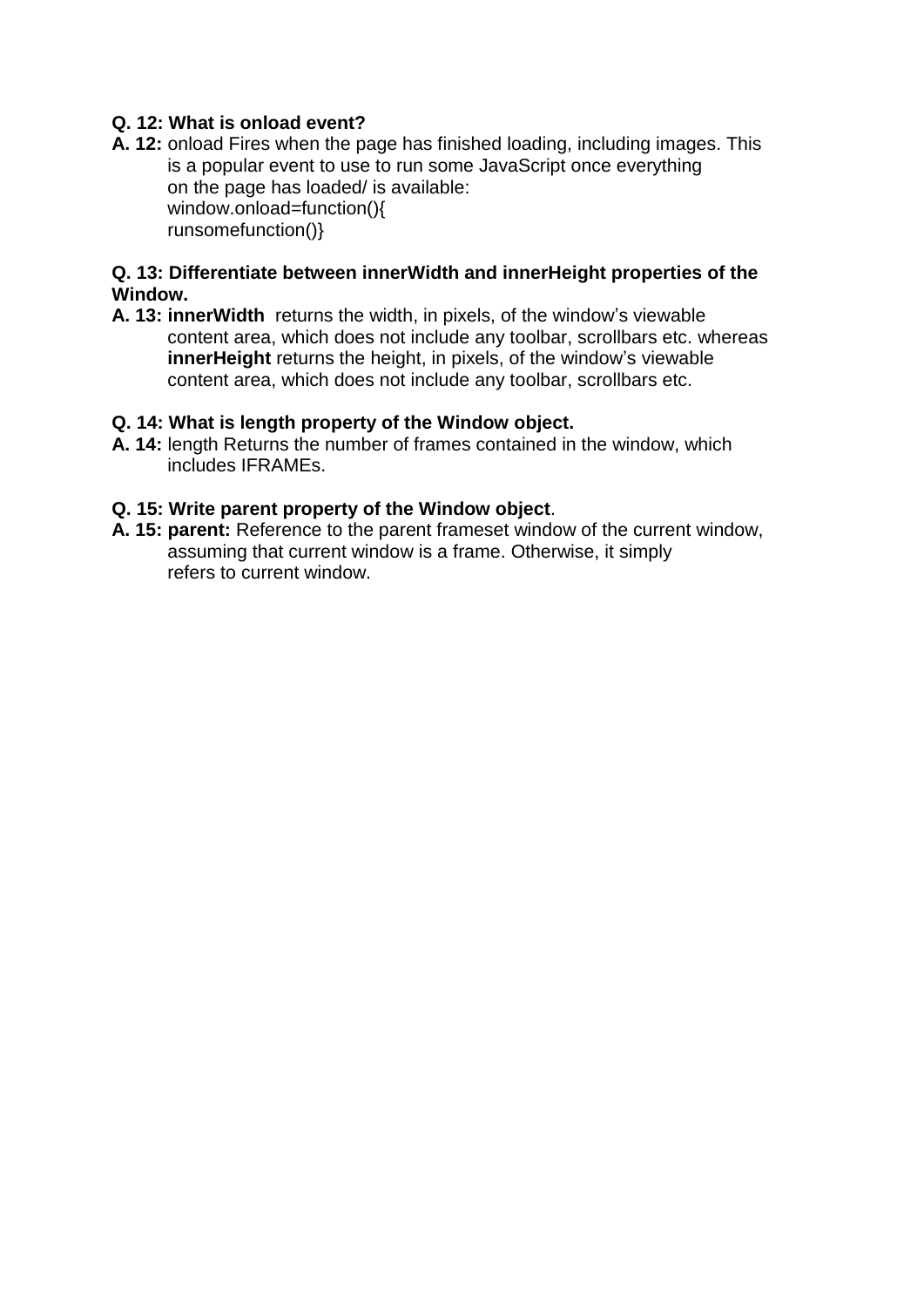**Q. 12: What is onload event?**

**A. 12:** onload Fires when the page has finished loading, including images. This is a popular event to use to run some JavaScript once everything on the page has loaded/ is available:

```
window.onload=function(){
runsomefunction()}
```

**Q. 13: Differentiate between innerWidth and innerHeight properties of the Window.**

**A. 13: innerWidth** returns the width, in pixels, of the window's viewable content area, which does not include any toolbar, scrollbars etc. whereas **innerHeight** returns the height, in pixels, of the window's viewable content area, which does not include any toolbar, scrollbars etc.

**Q. 14: What is length property of the Window object.**

**A. 14:** length Returns the number of frames contained in the window, which includes IFRAMEs.

**Q. 15: Write parent property of the Window object**.

**A. 15: parent:** Reference to the parent frameset window of the current window, assuming that current window is a frame. Otherwise, it simply refers to current window.